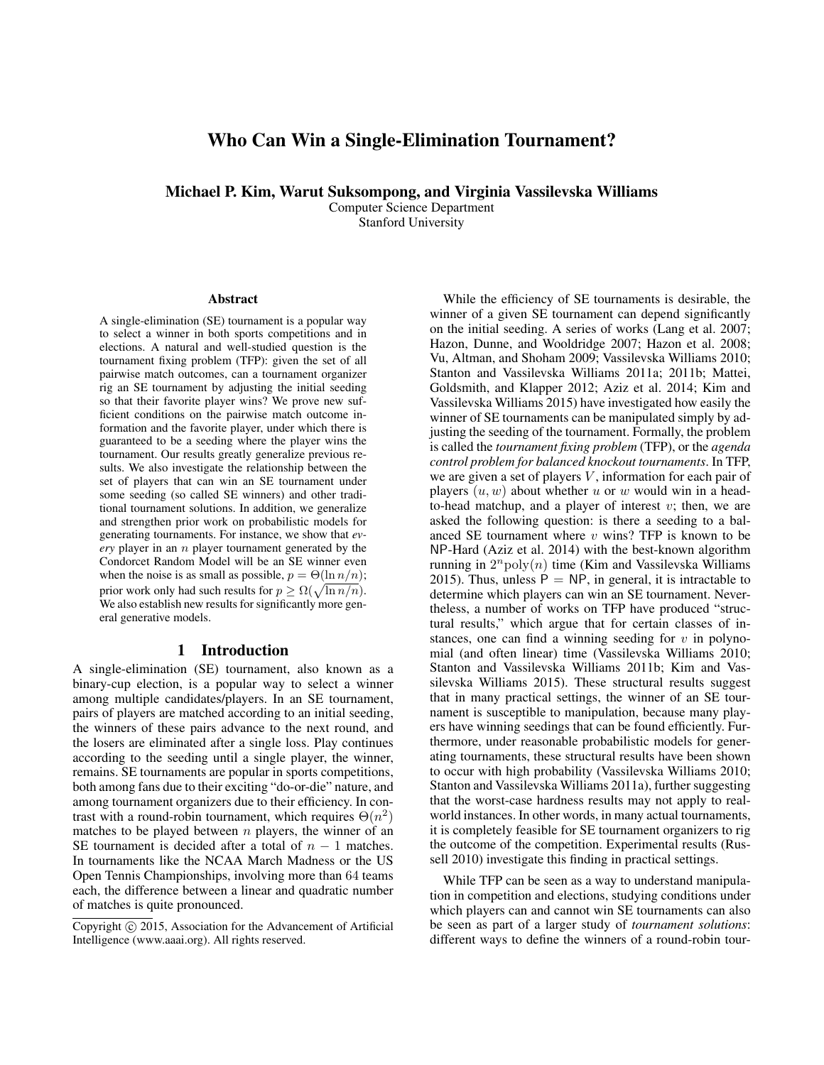# Who Can Win a Single-Elimination Tournament?

**Michael P. Kim, Warut Suksompong, and Virginia Vassilevska Williams**

Computer Science Department
Stanford University

### Abstract

A single-elimination (SE) tournament is a popular way to select a winner in both sports competitions and in elections. A natural and well-studied question is the tournament fixing problem (TFP): given the set of all pairwise match outcomes, can a tournament organizer rig an SE tournament by adjusting the initial seeding so that their favorite player wins? We prove new sufficient conditions on the pairwise match outcome information and the favorite player, under which there is guaranteed to be a seeding where the player wins the tournament. Our results greatly generalize previous results. We also investigate the relationship between the set of players that can win an SE tournament under some seeding (so called SE winners) and other traditional tournament solutions. In addition, we generalize and strengthen prior work on probabilistic models for generating tournaments. For instance, we show that *every* player in an $n$ player tournament generated by the Condorcet Random Model will be an SE winner even when the noise is as small as possible, $p = \Theta(\ln n/n)$; prior work only had such results for $p \geq \Omega(\sqrt{\ln n/n})$. We also establish new results for significantly more general generative models.

## 1 Introduction

A single-elimination (SE) tournament, also known as a binary-cup election, is a popular way to select a winner among multiple candidates/players. In an SE tournament, pairs of players are matched according to an initial seeding, the winners of these pairs advance to the next round, and the losers are eliminated after a single loss. Play continues according to the seeding until a single player, the winner, remains. SE tournaments are popular in sports competitions, both among fans due to their exciting "do-or-die" nature, and among tournament organizers due to their efficiency. In contrast with a round-robin tournament, which requires $\Theta(n^2)$ matches to be played between $n$ players, the winner of an SE tournament is decided after a total of $n-1$ matches. In tournaments like the NCAA March Madness or the US Open Tennis Championships, involving more than 64 teams each, the difference between a linear and quadratic number of matches is quite pronounced.

Copyright © 2015, Association for the Advancement of Artificial Intelligence (www.aaai.org). All rights reserved.

While the efficiency of SE tournaments is desirable, the winner of a given SE tournament can depend significantly on the initial seeding. A series of works (Lang et al. 2007; Hazon, Dunne, and Wooldridge 2007; Hazon et al. 2008; Vu, Altman, and Shoham 2009; Vassilevska Williams 2010; Stanton and Vassilevska Williams 2011a; 2011b; Mattei, Goldsmith, and Klapper 2012; Aziz et al. 2014; Kim and Vassilevska Williams 2015) have investigated how easily the winner of SE tournaments can be manipulated simply by adjusting the seeding of the tournament. Formally, the problem is called the *tournament fixing problem* (TFP), or the *agenda control problem for balanced knockout tournaments*. In TFP, we are given a set of players $V$, information for each pair of players $(u, w)$ about whether $u$ or $w$ would win in a head-to-head matchup, and a player of interest $v$; then, we are asked the following question: is there a seeding to a balanced SE tournament where $v$ wins? TFP is known to be NP-Hard (Aziz et al. 2014) with the best-known algorithm running in $2^n \text{poly}(n)$ time (Kim and Vassilevska Williams 2015). Thus, unless P = NP, in general, it is intractable to determine which players can win an SE tournament. Nevertheless, a number of works on TFP have produced "structural results," which argue that for certain classes of instances, one can find a winning seeding for $v$ in polynomial (and often linear) time (Vassilevska Williams 2010; Stanton and Vassilevska Williams 2011b; Kim and Vassilevska Williams 2015). These structural results suggest that in many practical settings, the winner of an SE tournament is susceptible to manipulation, because many players have winning seedings that can be found efficiently. Furthermore, under reasonable probabilistic models for generating tournaments, these structural results have been shown to occur with high probability (Vassilevska Williams 2010; Stanton and Vassilevska Williams 2011a), further suggesting that the worst-case hardness results may not apply to real-world instances. In other words, in many actual tournaments, it is completely feasible for SE tournament organizers to rig the outcome of the competition. Experimental results (Russell 2010) investigate this finding in practical settings.

While TFP can be seen as a way to understand manipulation in competition and elections, studying conditions under which players can and cannot win SE tournaments can also be seen as part of a larger study of *tournament solutions*: different ways to define the winners of a round-robin tour-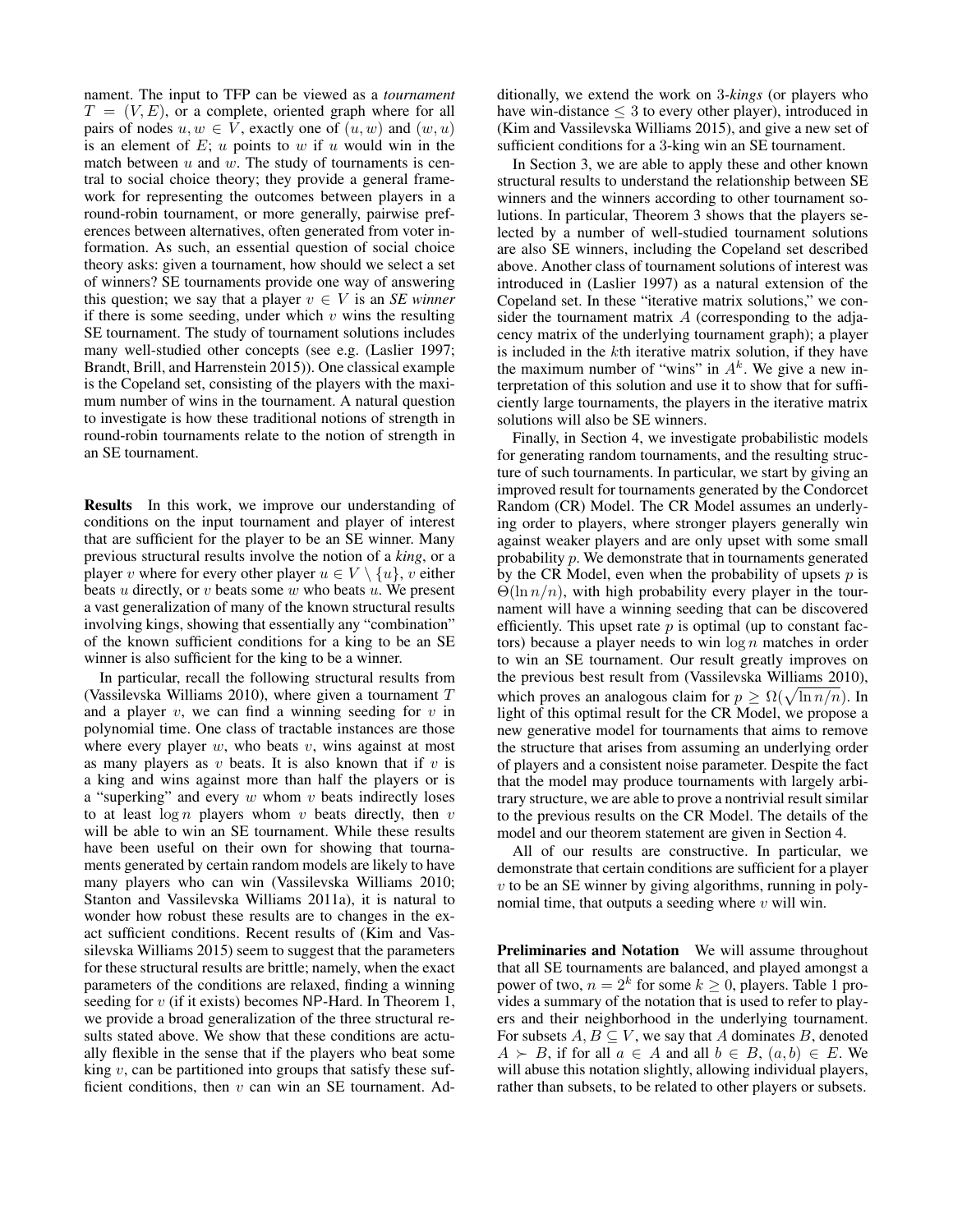nament. The input to TFP can be viewed as a *tournament* $T = (V, E)$, or a complete, oriented graph where for all pairs of nodes $u, w \in V$, exactly one of $(u, w)$ and $(w, u)$ is an element of $E$; $u$ points to $w$ if $u$ would win in the match between $u$ and $w$. The study of tournaments is central to social choice theory; they provide a general framework for representing the outcomes between players in a round-robin tournament, or more generally, pairwise preferences between alternatives, often generated from voter information. As such, an essential question of social choice theory asks: given a tournament, how should we select a set of winners? SE tournaments provide one way of answering this question; we say that a player $v \in V$ is an *SE winner* if there is some seeding, under which $v$ wins the resulting SE tournament. The study of tournament solutions includes many well-studied other concepts (see e.g. (Laslier 1997; Brandt, Brill, and Harrenstein 2015)). One classical example is the Copeland set, consisting of the players with the maximum number of wins in the tournament. A natural question to investigate is how these traditional notions of strength in round-robin tournaments relate to the notion of strength in an SE tournament.

**Results** In this work, we improve our understanding of conditions on the input tournament and player of interest that are sufficient for the player to be an SE winner. Many previous structural results involve the notion of a *king*, or a player $v$ where for every other player $u \in V \setminus \{u\}$, $v$ either beats $u$ directly, or $v$ beats some $w$ who beats $u$. We present a vast generalization of many of the known structural results involving kings, showing that essentially any "combination" of the known sufficient conditions for a king to be an SE winner is also sufficient for the king to be a winner.

In particular, recall the following structural results from (Vassilevska Williams 2010), where given a tournament $T$ and a player $v$, we can find a winning seeding for $v$ in polynomial time. One class of tractable instances are those where every player $w$, who beats $v$, wins against at most as many players as $v$ beats. It is also known that if $v$ is a king and wins against more than half the players or is a "superking" and every $w$ whom $v$ beats indirectly loses to at least $\log n$ players whom $v$ beats directly, then $v$ will be able to win an SE tournament. While these results have been useful on their own for showing that tournaments generated by certain random models are likely to have many players who can win (Vassilevska Williams 2010; Stanton and Vassilevska Williams 2011a), it is natural to wonder how robust these results are to changes in the exact sufficient conditions. Recent results of (Kim and Vassilevska Williams 2015) seem to suggest that the parameters for these structural results are brittle; namely, when the exact parameters of the conditions are relaxed, finding a winning seeding for $v$ (if it exists) becomes NP-Hard. In Theorem 1, we provide a broad generalization of the three structural results stated above. We show that these conditions are actually flexible in the sense that if the players who beat some king $v$, can be partitioned into groups that satisfy these sufficient conditions, then $v$ can win an SE tournament. Additionally, we extend the work on 3-*kings* (or players who have win-distance $\leq 3$ to every other player), introduced in (Kim and Vassilevska Williams 2015), and give a new set of sufficient conditions for a 3-king win an SE tournament.

In Section 3, we are able to apply these and other known structural results to understand the relationship between SE winners and the winners according to other tournament solutions. In particular, Theorem 3 shows that the players selected by a number of well-studied tournament solutions are also SE winners, including the Copeland set described above. Another class of tournament solutions of interest was introduced in (Laslier 1997) as a natural extension of the Copeland set. In these "iterative matrix solutions," we consider the tournament matrix $A$ (corresponding to the adjacency matrix of the underlying tournament graph); a player is included in the $k$th iterative matrix solution, if they have the maximum number of "wins" in $A^k$. We give a new interpretation of this solution and use it to show that for sufficiently large tournaments, the players in the iterative matrix solutions will also be SE winners.

Finally, in Section 4, we investigate probabilistic models for generating random tournaments, and the resulting structure of such tournaments. In particular, we start by giving an improved result for tournaments generated by the Condorcet Random (CR) Model. The CR Model assumes an underlying order to players, where stronger players generally win against weaker players and are only upset with some small probability $p$. We demonstrate that in tournaments generated by the CR Model, even when the probability of upsets $p$ is $\Theta(\ln n/n)$, with high probability every player in the tournament will have a winning seeding that can be discovered efficiently. This upset rate $p$ is optimal (up to constant factors) because a player needs to win $\log n$ matches in order to win an SE tournament. Our result greatly improves on the previous best result from (Vassilevska Williams 2010), which proves an analogous claim for $p \geq \Omega(\sqrt{\ln n/n})$. In light of this optimal result for the CR Model, we propose a new generative model for tournaments that aims to remove the structure that arises from assuming an underlying order of players and a consistent noise parameter. Despite the fact that the model may produce tournaments with largely arbitrary structure, we are able to prove a nontrivial result similar to the previous results on the CR Model. The details of the model and our theorem statement are given in Section 4.

All of our results are constructive. In particular, we demonstrate that certain conditions are sufficient for a player $v$ to be an SE winner by giving algorithms, running in polynomial time, that outputs a seeding where $v$ will win.

**Preliminaries and Notation** We will assume throughout that all SE tournaments are balanced, and played amongst a power of two, $n = 2^k$ for some $k \geq 0$, players. Table 1 provides a summary of the notation that is used to refer to players and their neighborhood in the underlying tournament. For subsets $A, B \subseteq V$, we say that $A$ dominates $B$, denoted $A \succ B$, if for all $a \in A$ and all $b \in B$, $(a, b) \in E$. We will abuse this notation slightly, allowing individual players, rather than subsets, to be related to other players or subsets.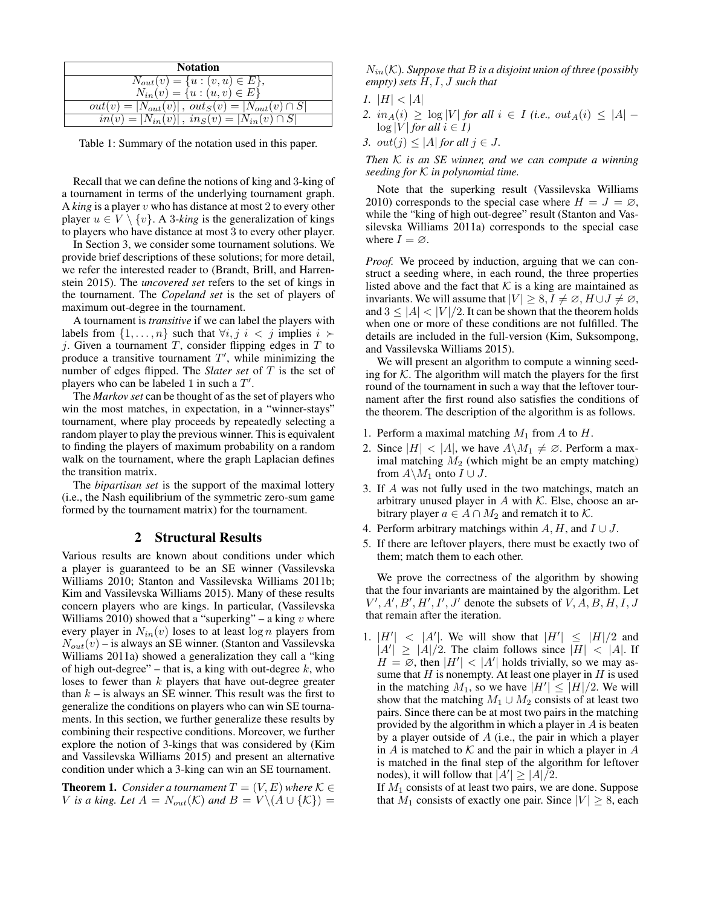| Notation |
|---|
| $N_{out}(v) = \{u : (v,u) \in E\}$, $N_{in}(v) = \{u : (u,v) \in E\}$ |
| $out(v) = \|N_{out}(v)\|$, $out_S(v) = \|N_{out}(v) \cap S\|$ |
| $in(v) = \|N_{in}(v)\|$, $in_S(v) = \|N_{in}(v) \cap S\|$ |

Table 1: Summary of the notation used in this paper.

Recall that we can define the notions of king and 3-king of a tournament in terms of the underlying tournament graph. A *king* is a player $v$ who has distance at most 2 to every other player $u \in V \setminus \{v\}$. A *3-king* is the generalization of kings to players who have distance at most 3 to every other player.

In Section 3, we consider some tournament solutions. We provide brief descriptions of these solutions; for more detail, we refer the interested reader to (Brandt, Brill, and Harrenstein 2015). The *uncovered set* refers to the set of kings in the tournament. The *Copeland set* is the set of players of maximum out-degree in the tournament.

A tournament is *transitive* if we can label the players with labels from $\{1, \ldots, n\}$ such that $\forall i, j$ $i < j$ implies $i \succ j$. Given a tournament $T$, consider flipping edges in $T$ to produce a transitive tournament $T'$, while minimizing the number of edges flipped. The *Slater set* of $T$ is the set of players who can be labeled 1 in such a $T'$.

The *Markov set* can be thought of as the set of players who win the most matches, in expectation, in a "winner-stays" tournament, where play proceeds by repeatedly selecting a random player to play the previous winner. This is equivalent to finding the players of maximum probability on a random walk on the tournament, where the graph Laplacian defines the transition matrix.

The *bipartisan set* is the support of the maximal lottery (i.e., the Nash equilibrium of the symmetric zero-sum game formed by the tournament matrix) for the tournament.

## 2 Structural Results

Various results are known about conditions under which a player is guaranteed to be an SE winner (Vassilevska Williams 2010; Stanton and Vassilevska Williams 2011b; Kim and Vassilevska Williams 2015). Many of these results concern players who are kings. In particular, (Vassilevska Williams 2010) showed that a "superking" – a king $v$ where every player in $N_{in}(v)$ loses to at least $\log n$ players from $N_{out}(v)$ – is always an SE winner. (Stanton and Vassilevska Williams 2011a) showed a generalization they call a "king of high out-degree" – that is, a king with out-degree $k$, who loses to fewer than $k$ players that have out-degree greater than $k$ – is always an SE winner. This result was the first to generalize the conditions on players who can win SE tournaments. In this section, we further generalize these results by combining their respective conditions. Moreover, we further explore the notion of 3-kings that was considered by (Kim and Vassilevska Williams 2015) and present an alternative condition under which a 3-king can win an SE tournament.

**Theorem 1.** *Consider a tournament $T = (V, E)$ where $\mathcal{K} \in V$ is a king. Let $A = N_{out}(\mathcal{K})$ and $B = V \setminus (A \cup \{\mathcal{K}\}) = N_{in}(\mathcal{K})$. Suppose that $B$ is a disjoint union of three (possibly empty) sets $H, I, J$ such that*

1. *$|H| < |A|$*
2. *$in_A(i) \geq \log |V|$ for all $i \in I$ (i.e., $out_A(i) \leq |A| - \log |V|$ for all $i \in I$)*
3. *$out(j) \leq |A|$ for all $j \in J$.*

*Then $\mathcal{K}$ is an SE winner, and we can compute a winning seeding for $\mathcal{K}$ in polynomial time.*

Note that the superking result (Vassilevska Williams 2010) corresponds to the special case where $H = J = \varnothing$, while the "king of high out-degree" result (Stanton and Vassilevska Williams 2011a) corresponds to the special case where $I = \varnothing$.

*Proof.* We proceed by induction, arguing that we can construct a seeding where, in each round, the three properties listed above and the fact that $\mathcal{K}$ is a king are maintained as invariants. We will assume that $|V| \geq 8$, $I \neq \varnothing$, $H \cup J \neq \varnothing$, and $3 \leq |A| < |V|/2$. It can be shown that the theorem holds when one or more of these conditions are not fulfilled. The details are included in the full-version (Kim, Suksompong, and Vassilevska Williams 2015).

We will present an algorithm to compute a winning seeding for $\mathcal{K}$. The algorithm will match the players for the first round of the tournament in such a way that the leftover tournament after the first round also satisfies the conditions of the theorem. The description of the algorithm is as follows.

1. Perform a maximal matching $M_1$ from $A$ to $H$.
2. Since $|H| < |A|$, we have $A \backslash M_1 \neq \varnothing$. Perform a maximal matching $M_2$ (which might be an empty matching) from $A \backslash M_1$ onto $I \cup J$.
3. If $A$ was not fully used in the two matchings, match an arbitrary unused player in $A$ with $\mathcal{K}$. Else, choose an arbitrary player $a \in A \cap M_2$ and rematch it to $\mathcal{K}$.
4. Perform arbitrary matchings within $A$, $H$, and $I \cup J$.
5. If there are leftover players, there must be exactly two of them; match them to each other.

We prove the correctness of the algorithm by showing that the four invariants are maintained by the algorithm. Let $V', A', B', H', I', J'$ denote the subsets of $V, A, B, H, I, J$ that remain after the iteration.

1. $|H'| < |A'|$. We will show that $|H'| \leq |H|/2$ and $|A'| \geq |A|/2$. The claim follows since $|H| < |A|$. If $H = \varnothing$, then $|H'| < |A'|$ holds trivially, so we may assume that $H$ is nonempty. At least one player in $H$ is used in the matching $M_1$, so we have $|H'| \leq |H|/2$. We will show that the matching $M_1 \cup M_2$ consists of at least two pairs. Since there can be at most two pairs in the matching provided by the algorithm in which a player in $A$ is beaten by a player outside of $A$ (i.e., the pair in which a player in $A$ is matched to $\mathcal{K}$ and the pair in which a player in $A$ is matched in the final step of the algorithm for leftover nodes), it will follow that $|A'| \geq |A|/2$.

   If $M_1$ consists of at least two pairs, we are done. Suppose that $M_1$ consists of exactly one pair. Since $|V| \geq 8$, each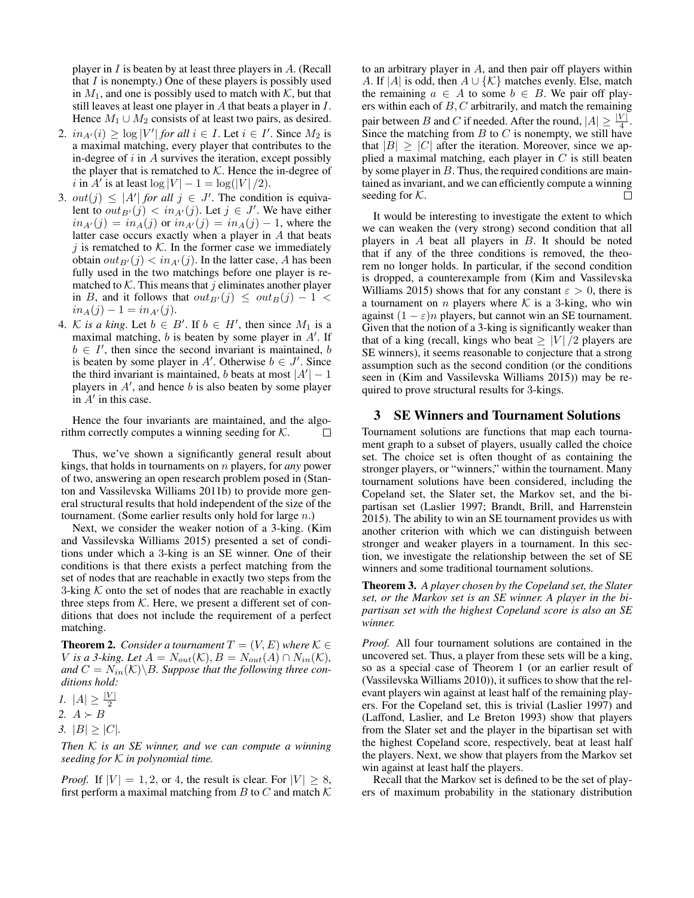player in $I$ is beaten by at least three players in $A$. (Recall that $I$ is nonempty.) One of these players is possibly used in $M_1$, and one is possibly used to match with $\mathcal{K}$, but that still leaves at least one player in $A$ that beats a player in $I$. Hence $M_1 \cup M_2$ consists of at least two pairs, as desired.

2. $in_{A'}(i) \geq \log |V'|$ *for all* $i \in I$. Let $i \in I'$. Since $M_2$ is a maximal matching, every player that contributes to the in-degree of $i$ in $A$ survives the iteration, except possibly the player that is rematched to $\mathcal{K}$. Hence the in-degree of $i$ in $A'$ is at least $\log |V| - 1 = \log(|V|/2)$.
3. $out(j) \leq |A'|$ *for all* $j \in J'$. The condition is equivalent to $out_{B'}(j) < in_{A'}(j)$. Let $j \in J'$. We have either $in_{A'}(j) = in_A(j)$ or $in_{A'}(j) = in_A(j) - 1$, where the latter case occurs exactly when a player in $A$ that beats $j$ is rematched to $\mathcal{K}$. In the former case we immediately obtain $out_{B'}(j) < in_{A'}(j)$. In the latter case, $A$ has been fully used in the two matchings before one player is rematched to $\mathcal{K}$. This means that $j$ eliminates another player in $B$, and it follows that $out_{B'}(j) \leq out_B(j) - 1 < in_A(j) - 1 = in_{A'}(j)$.
4. $\mathcal{K}$ *is a king*. Let $b \in B'$. If $b \in H'$, then since $M_1$ is a maximal matching, $b$ is beaten by some player in $A'$. If $b \in I'$, then since the second invariant is maintained, $b$ is beaten by some player in $A'$. Otherwise $b \in J'$. Since the third invariant is maintained, $b$ beats at most $|A'| - 1$ players in $A'$, and hence $b$ is also beaten by some player in $A'$ in this case.

Hence the four invariants are maintained, and the algorithm correctly computes a winning seeding for $\mathcal{K}$. □

Thus, we've shown a significantly general result about kings, that holds in tournaments on $n$ players, for *any* power of two, answering an open research problem posed in (Stanton and Vassilevska Williams 2011b) to provide more general structural results that hold independent of the size of the tournament. (Some earlier results only hold for large $n$.)

Next, we consider the weaker notion of a 3-king. (Kim and Vassilevska Williams 2015) presented a set of conditions under which a 3-king is an SE winner. One of their conditions is that there exists a perfect matching from the set of nodes that are reachable in exactly two steps from the 3-king $\mathcal{K}$ onto the set of nodes that are reachable in exactly three steps from $\mathcal{K}$. Here, we present a different set of conditions that does not include the requirement of a perfect matching.

**Theorem 2.** *Consider a tournament $T = (V, E)$ where $\mathcal{K} \in V$ is a 3-king. Let $A = N_{out}(\mathcal{K}), B = N_{out}(A) \cap N_{in}(\mathcal{K})$, and $C = N_{in}(\mathcal{K}) \backslash B$. Suppose that the following three conditions hold:*

1. $|A| \geq \frac{|V|}{2}$
2. $A \succ B$
3. $|B| \geq |C|$.

*Then $\mathcal{K}$ is an SE winner, and we can compute a winning seeding for $\mathcal{K}$ in polynomial time.*

*Proof.* If $|V| = 1, 2$, or $4$, the result is clear. For $|V| \geq 8$, first perform a maximal matching from $B$ to $C$ and match $\mathcal{K}$ to an arbitrary player in $A$, and then pair off players within $A$. If $|A|$ is odd, then $A \cup \{\mathcal{K}\}$ matches evenly. Else, match the remaining $a \in A$ to some $b \in B$. We pair off players within each of $B, C$ arbitrarily, and match the remaining pair between $B$ and $C$ if needed. After the round, $|A| \geq \frac{|V|}{4}$. Since the matching from $B$ to $C$ is nonempty, we still have that $|B| \geq |C|$ after the iteration. Moreover, since we applied a maximal matching, each player in $C$ is still beaten by some player in $B$. Thus, the required conditions are maintained as invariant, and we can efficiently compute a winning seeding for $\mathcal{K}$. □

It would be interesting to investigate the extent to which we can weaken the (very strong) second condition that all players in $A$ beat all players in $B$. It should be noted that if any of the three conditions is removed, the theorem no longer holds. In particular, if the second condition is dropped, a counterexample from (Kim and Vassilevska Williams 2015) shows that for any constant $\varepsilon > 0$, there is a tournament on $n$ players where $\mathcal{K}$ is a 3-king, who win against $(1 - \varepsilon)n$ players, but cannot win an SE tournament. Given that the notion of a 3-king is significantly weaker than that of a king (recall, kings who beat $\geq |V|/2$ players are SE winners), it seems reasonable to conjecture that a strong assumption such as the second condition (or the conditions seen in (Kim and Vassilevska Williams 2015)) may be required to prove structural results for 3-kings.

## 3 SE Winners and Tournament Solutions

Tournament solutions are functions that map each tournament graph to a subset of players, usually called the choice set. The choice set is often thought of as containing the stronger players, or "winners," within the tournament. Many tournament solutions have been considered, including the Copeland set, the Slater set, the Markov set, and the bipartisan set (Laslier 1997; Brandt, Brill, and Harrenstein 2015). The ability to win an SE tournament provides us with another criterion with which we can distinguish between stronger and weaker players in a tournament. In this section, we investigate the relationship between the set of SE winners and some traditional tournament solutions.

**Theorem 3.** *A player chosen by the Copeland set, the Slater set, or the Markov set is an SE winner. A player in the bipartisan set with the highest Copeland score is also an SE winner.*

*Proof.* All four tournament solutions are contained in the uncovered set. Thus, a player from these sets will be a king, so as a special case of Theorem 1 (or an earlier result of (Vassilevska Williams 2010)), it suffices to show that the relevant players win against at least half of the remaining players. For the Copeland set, this is trivial (Laslier 1997) and (Laffond, Laslier, and Le Breton 1993) show that players from the Slater set and the player in the bipartisan set with the highest Copeland score, respectively, beat at least half the players. Next, we show that players from the Markov set win against at least half the players.

Recall that the Markov set is defined to be the set of players of maximum probability in the stationary distribution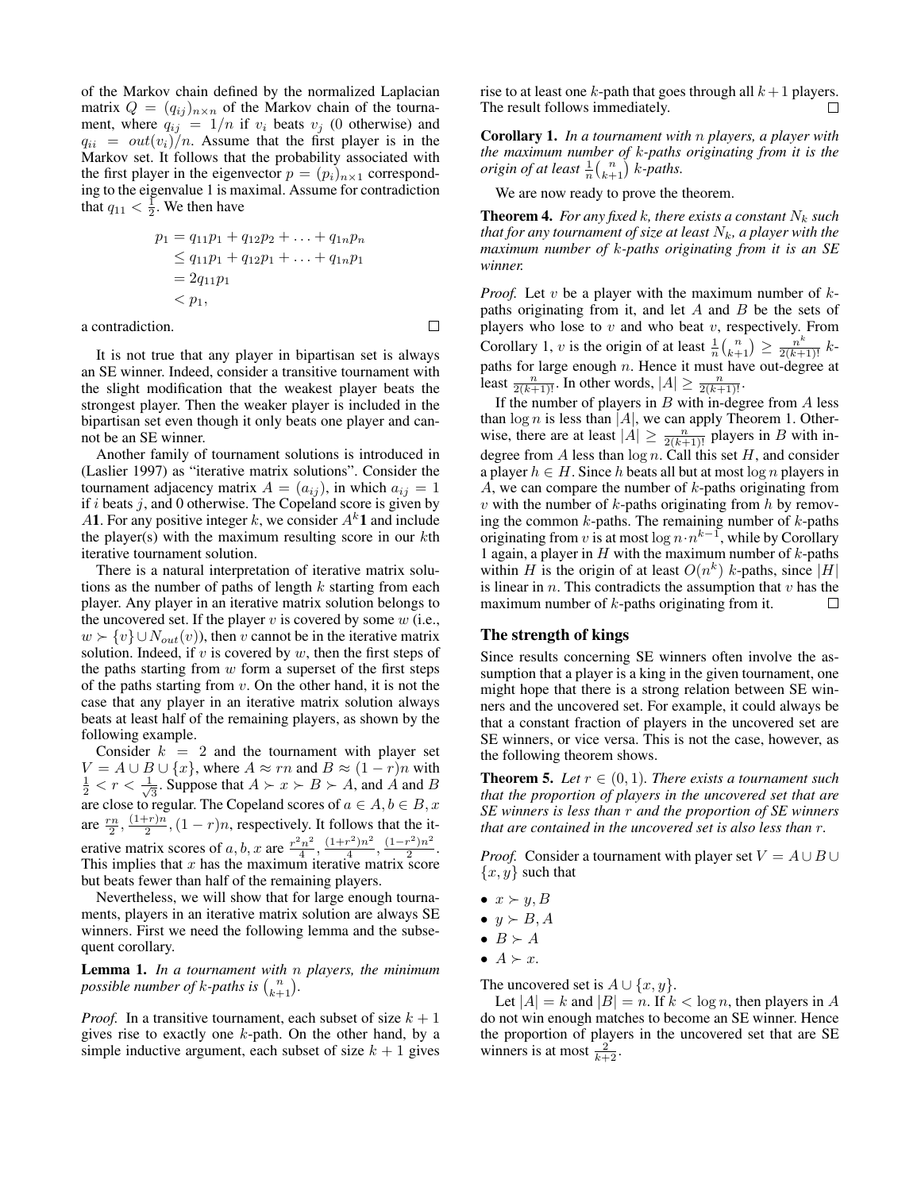of the Markov chain defined by the normalized Laplacian matrix $Q = (q_{ij})_{n \times n}$ of the Markov chain of the tournament, where $q_{ij} = 1/n$ if $v_i$ beats $v_j$ (0 otherwise) and $q_{ii} = out(v_i)/n$. Assume that the first player is in the Markov set. It follows that the probability associated with the first player in the eigenvector $p = (p_i)_{n \times 1}$ corresponding to the eigenvalue 1 is maximal. Assume for contradiction that $q_{11} < \frac{1}{2}$. We then have

$$\begin{aligned} p_1 &= q_{11}p_1 + q_{12}p_2 + \ldots + q_{1n}p_n \\ &\leq q_{11}p_1 + q_{12}p_1 + \ldots + q_{1n}p_1 \\ &= 2q_{11}p_1 \\ &< p_1, \end{aligned}$$

a contradiction. □

It is not true that any player in bipartisan set is always an SE winner. Indeed, consider a transitive tournament with the slight modification that the weakest player beats the strongest player. Then the weaker player is included in the bipartisan set even though it only beats one player and cannot be an SE winner.

Another family of tournament solutions is introduced in (Laslier 1997) as "iterative matrix solutions". Consider the tournament adjacency matrix $A = (a_{ij})$, in which $a_{ij} = 1$ if $i$ beats $j$, and 0 otherwise. The Copeland score is given by $A\mathbf{1}$. For any positive integer $k$, we consider $A^k\mathbf{1}$ and include the player(s) with the maximum resulting score in our $k$th iterative tournament solution.

There is a natural interpretation of iterative matrix solutions as the number of paths of length $k$ starting from each player. Any player in an iterative matrix solution belongs to the uncovered set. If the player $v$ is covered by some $w$ (i.e., $w \succ \{v\} \cup N_{out}(v)$), then $v$ cannot be in the iterative matrix solution. Indeed, if $v$ is covered by $w$, then the first steps of the paths starting from $w$ form a superset of the first steps of the paths starting from $v$. On the other hand, it is not the case that any player in an iterative matrix solution always beats at least half of the remaining players, as shown by the following example.

Consider $k = 2$ and the tournament with player set $V = A \cup B \cup \{x\}$, where $A \approx rn$ and $B \approx (1-r)n$ with $\frac{1}{2} < r < \frac{1}{\sqrt{3}}$. Suppose that $A \succ x \succ B \succ A$, and $A$ and $B$ are close to regular. The Copeland scores of $a \in A, b \in B, x$ are $\frac{rn}{2}, \frac{(1+r)n}{2}, (1-r)n$, respectively. It follows that the iterative matrix scores of $a, b, x$ are $\frac{r^2n^2}{4}, \frac{(1+r^2)n^2}{4}, \frac{(1-r^2)n^2}{2}$. This implies that $x$ has the maximum iterative matrix score but beats fewer than half of the remaining players.

Nevertheless, we will show that for large enough tournaments, players in an iterative matrix solution are always SE winners. First we need the following lemma and the subsequent corollary.

**Lemma 1.** *In a tournament with $n$ players, the minimum possible number of $k$-paths is $\binom{n}{k+1}$.*

*Proof.* In a transitive tournament, each subset of size $k+1$ gives rise to exactly one $k$-path. On the other hand, by a simple inductive argument, each subset of size $k+1$ gives rise to at least one $k$-path that goes through all $k+1$ players. The result follows immediately. □

**Corollary 1.** *In a tournament with $n$ players, a player with the maximum number of $k$-paths originating from it is the origin of at least $\frac{1}{n}\binom{n}{k+1}$ $k$-paths.*

We are now ready to prove the theorem.

**Theorem 4.** *For any fixed $k$, there exists a constant $N_k$ such that for any tournament of size at least $N_k$, a player with the maximum number of $k$-paths originating from it is an SE winner.*

*Proof.* Let $v$ be a player with the maximum number of $k$-paths originating from it, and let $A$ and $B$ be the sets of players who lose to $v$ and who beat $v$, respectively. From Corollary 1, $v$ is the origin of at least $\frac{1}{n}\binom{n}{k+1} \geq \frac{n^k}{2(k+1)!}$ $k$-paths for large enough $n$. Hence it must have out-degree at least $\frac{n}{2(k+1)!}$. In other words, $|A| \geq \frac{n}{2(k+1)!}$.

If the number of players in $B$ with in-degree from $A$ less than $\log n$ is less than $|A|$, we can apply Theorem 1. Otherwise, there are at least $|A| \geq \frac{n}{2(k+1)!}$ players in $B$ with in-degree from $A$ less than $\log n$. Call this set $H$, and consider a player $h \in H$. Since $h$ beats all but at most $\log n$ players in $A$, we can compare the number of $k$-paths originating from $v$ with the number of $k$-paths originating from $h$ by removing the common $k$-paths. The remaining number of $k$-paths originating from $v$ is at most $\log n \cdot n^{k-1}$, while by Corollary 1 again, a player in $H$ with the maximum number of $k$-paths within $H$ is the origin of at least $O(n^k)$ $k$-paths, since $|H|$ is linear in $n$. This contradicts the assumption that $v$ has the maximum number of $k$-paths originating from it. □

## The strength of kings

Since results concerning SE winners often involve the assumption that a player is a king in the given tournament, one might hope that there is a strong relation between SE winners and the uncovered set. For example, it could always be that a constant fraction of players in the uncovered set are SE winners, or vice versa. This is not the case, however, as the following theorem shows.

**Theorem 5.** *Let $r \in (0,1)$. There exists a tournament such that the proportion of players in the uncovered set that are SE winners is less than $r$ and the proportion of SE winners that are contained in the uncovered set is also less than $r$.*

*Proof.* Consider a tournament with player set $V = A \cup B \cup \{x, y\}$ such that

- $x \succ y, B$
- $y \succ B, A$
- $B \succ A$
- $A \succ x$.

The uncovered set is $A \cup \{x, y\}$.

Let $|A| = k$ and $|B| = n$. If $k < \log n$, then players in $A$ do not win enough matches to become an SE winner. Hence the proportion of players in the uncovered set that are SE winners is at most $\frac{2}{k+2}$.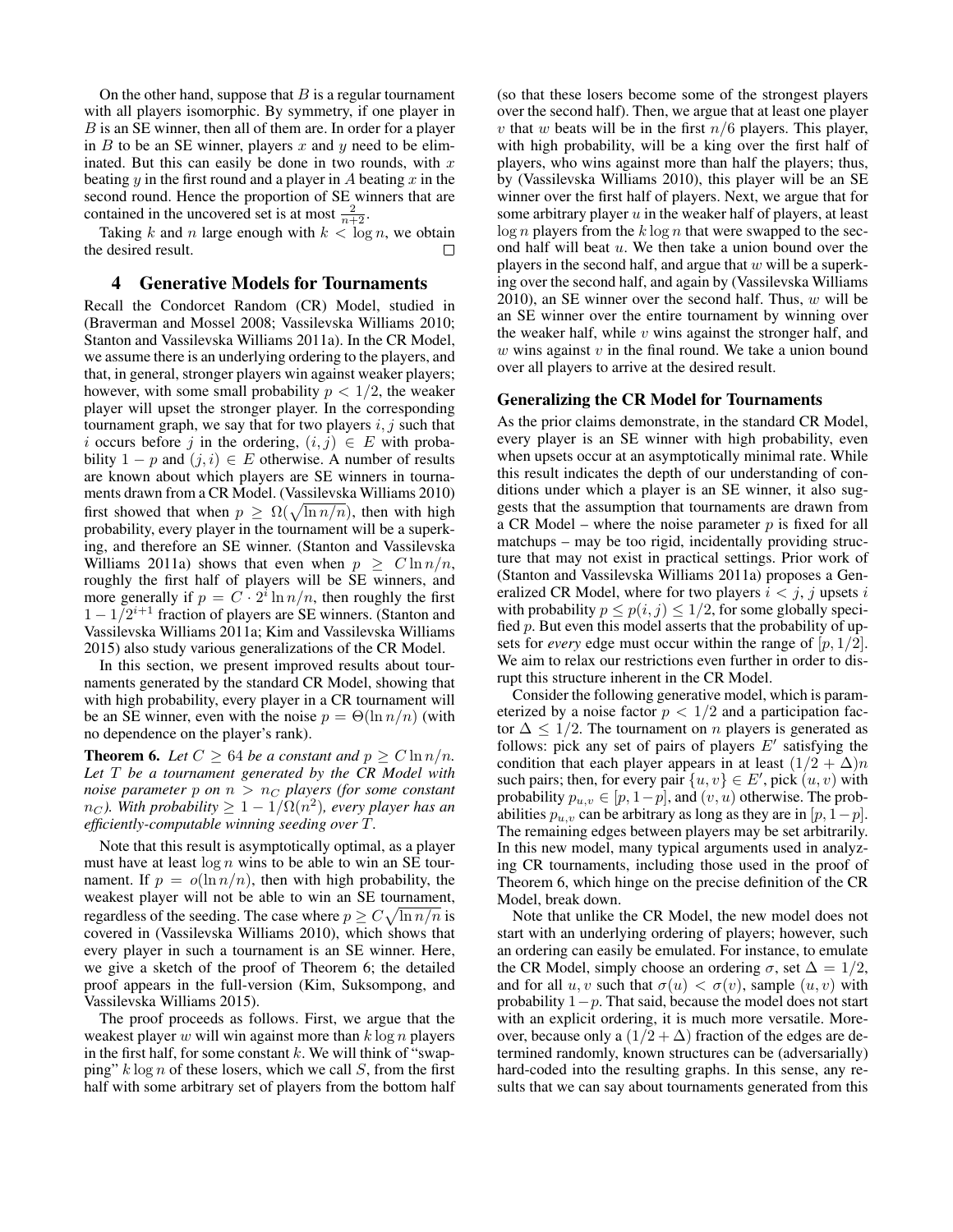On the other hand, suppose that $B$ is a regular tournament with all players isomorphic. By symmetry, if one player in $B$ is an SE winner, then all of them are. In order for a player in $B$ to be an SE winner, players $x$ and $y$ need to be eliminated. But this can easily be done in two rounds, with $x$ beating $y$ in the first round and a player in $A$ beating $x$ in the second round. Hence the proportion of SE winners that are contained in the uncovered set is at most $\frac{2}{n+2}$.

Taking $k$ and $n$ large enough with $k < \log n$, we obtain the desired result. $\square$

## 4 Generative Models for Tournaments

Recall the Condorcet Random (CR) Model, studied in (Braverman and Mossel 2008; Vassilevska Williams 2010; Stanton and Vassilevska Williams 2011a). In the CR Model, we assume there is an underlying ordering to the players, and that, in general, stronger players win against weaker players; however, with some small probability $p < 1/2$, the weaker player will upset the stronger player. In the corresponding tournament graph, we say that for two players $i, j$ such that $i$ occurs before $j$ in the ordering, $(i, j) \in E$ with probability $1 - p$ and $(j, i) \in E$ otherwise. A number of results are known about which players are SE winners in tournaments drawn from a CR Model. (Vassilevska Williams 2010) first showed that when $p \geq \Omega(\sqrt{\ln n/n})$, then with high probability, every player in the tournament will be a superking, and therefore an SE winner. (Stanton and Vassilevska Williams 2011a) shows that even when $p \geq C \ln n/n$, roughly the first half of players will be SE winners, and more generally if $p = C \cdot 2^i \ln n/n$, then roughly the first $1 - 1/2^{i+1}$ fraction of players are SE winners. (Stanton and Vassilevska Williams 2011a; Kim and Vassilevska Williams 2015) also study various generalizations of the CR Model.

In this section, we present improved results about tournaments generated by the standard CR Model, showing that with high probability, every player in a CR tournament will be an SE winner, even with the noise $p = \Theta(\ln n/n)$ (with no dependence on the player's rank).

**Theorem 6.** *Let $C \geq 64$ be a constant and $p \geq C \ln n/n$. Let $T$ be a tournament generated by the CR Model with noise parameter $p$ on $n > n_C$ players (for some constant $n_C$). With probability $\geq 1 - 1/\Omega(n^2)$, every player has an efficiently-computable winning seeding over $T$.*

Note that this result is asymptotically optimal, as a player must have at least $\log n$ wins to be able to win an SE tournament. If $p = o(\ln n/n)$, then with high probability, the weakest player will not be able to win an SE tournament, regardless of the seeding. The case where $p \geq C\sqrt{\ln n/n}$ is covered in (Vassilevska Williams 2010), which shows that every player in such a tournament is an SE winner. Here, we give a sketch of the proof of Theorem 6; the detailed proof appears in the full-version (Kim, Suksompong, and Vassilevska Williams 2015).

The proof proceeds as follows. First, we argue that the weakest player $w$ will win against more than $k \log n$ players in the first half, for some constant $k$. We will think of "swapping" $k \log n$ of these losers, which we call $S$, from the first half with some arbitrary set of players from the bottom half (so that these losers become some of the strongest players over the second half). Then, we argue that at least one player $v$ that $w$ beats will be in the first $n/6$ players. This player, with high probability, will be a king over the first half of players, who wins against more than half the players; thus, by (Vassilevska Williams 2010), this player will be an SE winner over the first half of players. Next, we argue that for some arbitrary player $u$ in the weaker half of players, at least $\log n$ players from the $k \log n$ that were swapped to the second half will beat $u$. We then take a union bound over the players in the second half, and argue that $w$ will be a superking over the second half, and again by (Vassilevska Williams 2010), an SE winner over the second half. Thus, $w$ will be an SE winner over the entire tournament by winning over the weaker half, while $v$ wins against the stronger half, and $w$ wins against $v$ in the final round. We take a union bound over all players to arrive at the desired result.

### Generalizing the CR Model for Tournaments

As the prior claims demonstrate, in the standard CR Model, every player is an SE winner with high probability, even when upsets occur at an asymptotically minimal rate. While this result indicates the depth of our understanding of conditions under which a player is an SE winner, it also suggests that the assumption that tournaments are drawn from a CR Model – where the noise parameter $p$ is fixed for all matchups – may be too rigid, incidentally providing structure that may not exist in practical settings. Prior work of (Stanton and Vassilevska Williams 2011a) proposes a Generalized CR Model, where for two players $i < j$, $j$ upsets $i$ with probability $p \leq p(i, j) \leq 1/2$, for some globally specified $p$. But even this model asserts that the probability of upsets for *every* edge must occur within the range of $[p, 1/2]$. We aim to relax our restrictions even further in order to disrupt this structure inherent in the CR Model.

Consider the following generative model, which is parameterized by a noise factor $p < 1/2$ and a participation factor $\Delta \leq 1/2$. The tournament on $n$ players is generated as follows: pick any set of pairs of players $E'$ satisfying the condition that each player appears in at least $(1/2 + \Delta)n$ such pairs; then, for every pair $\{u, v\} \in E'$, pick $(u, v)$ with probability $p_{u,v} \in [p, 1-p]$, and $(v, u)$ otherwise. The probabilities $p_{u,v}$ can be arbitrary as long as they are in $[p, 1-p]$. The remaining edges between players may be set arbitrarily. In this new model, many typical arguments used in analyzing CR tournaments, including those used in the proof of Theorem 6, which hinge on the precise definition of the CR Model, break down.

Note that unlike the CR Model, the new model does not start with an underlying ordering of players; however, such an ordering can easily be emulated. For instance, to emulate the CR Model, simply choose an ordering $\sigma$, set $\Delta = 1/2$, and for all $u, v$ such that $\sigma(u) < \sigma(v)$, sample $(u, v)$ with probability $1-p$. That said, because the model does not start with an explicit ordering, it is much more versatile. Moreover, because only a $(1/2 + \Delta)$ fraction of the edges are determined randomly, known structures can be (adversarially) hard-coded into the resulting graphs. In this sense, any results that we can say about tournaments generated from this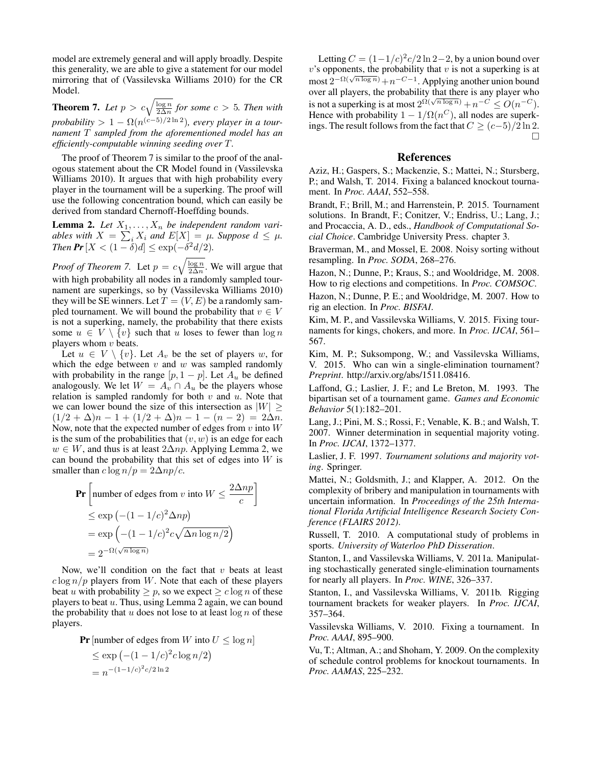model are extremely general and will apply broadly. Despite this generality, we are able to give a statement for our model mirroring that of (Vassilevska Williams 2010) for the CR Model.

**Theorem 7.** *Let $p > c\sqrt{\frac{\log n}{2\Delta n}}$ for some $c > 5$. Then with probability $> 1 - \Omega(n^{(c-5)/2\ln 2})$, every player in a tournament $T$ sampled from the aforementioned model has an efficiently-computable winning seeding over $T$.*

The proof of Theorem 7 is similar to the proof of the analogous statement about the CR Model found in (Vassilevska Williams 2010). It argues that with high probability every player in the tournament will be a superking. The proof will use the following concentration bound, which can easily be derived from standard Chernoff-Hoeffding bounds.

**Lemma 2.** *Let $X_1, \ldots, X_n$ be independent random variables with $X = \sum_i X_i$ and $E[X] = \mu$. Suppose $d \leq \mu$. Then $\mathbf{Pr}[X < (1-\delta)d] \leq \exp(-\delta^2 d/2)$.*

*Proof of Theorem 7.* Let $p = c\sqrt{\frac{\log n}{2\Delta n}}$. We will argue that with high probability all nodes in a randomly sampled tournament are superkings, so by (Vassilevska Williams 2010) they will be SE winners. Let $T = (V, E)$ be a randomly sampled tournament. We will bound the probability that $v \in V$ is not a superking, namely, the probability that there exists some $u \in V \setminus \{v\}$ such that $u$ loses to fewer than $\log n$ players whom $v$ beats.

Let $u \in V \setminus \{v\}$. Let $A_v$ be the set of players $w$, for which the edge between $v$ and $w$ was sampled randomly with probability in the range $[p, 1-p]$. Let $A_u$ be defined analogously. We let $W = A_v \cap A_u$ be the players whose relation is sampled randomly for both $v$ and $u$. Note that we can lower bound the size of this intersection as $|W| \geq (1/2 + \Delta)n - 1 + (1/2 + \Delta)n - 1 - (n-2) = 2\Delta n$. Now, note that the expected number of edges from $v$ into $W$ is the sum of the probabilities that $(v, w)$ is an edge for each $w \in W$, and thus is at least $2\Delta np$. Applying Lemma 2, we can bound the probability that this set of edges into $W$ is smaller than $c \log n/p = 2\Delta np/c$.

$$
\begin{aligned}
&\mathbf{Pr}\left[\text{number of edges from } v \text{ into } W \leq \frac{2\Delta np}{c}\right] \\
&\leq \exp\left(-(1-1/c)^2 \Delta np\right) \\
&= \exp\left(-(1-1/c)^2 c\sqrt{\Delta n \log n/2}\right) \\
&= 2^{-\Omega(\sqrt{n \log n})}
\end{aligned}
$$

Now, we'll condition on the fact that $v$ beats at least $c \log n/p$ players from $W$. Note that each of these players beat $u$ with probability $\geq p$, so we expect $\geq c \log n$ of these players to beat $u$. Thus, using Lemma 2 again, we can bound the probability that $u$ does not lose to at least $\log n$ of these players.

$$
\begin{aligned}
&\mathbf{Pr}\left[\text{number of edges from } W \text{ into } U \leq \log n\right] \\
&\leq \exp\left(-(1-1/c)^2 c \log n/2\right) \\
&= n^{-(1-1/c)^2 c/2\ln 2}
\end{aligned}
$$

Letting $C = (1-1/c)^2 c/2\ln 2 - 2$, by a union bound over $v$'s opponents, the probability that $v$ is not a superking is at most $2^{-\Omega(\sqrt{n \log n})} + n^{-C-1}$. Applying another union bound over all players, the probability that there is any player who is not a superking is at most $2^{\Omega(\sqrt{n \log n})} + n^{-C} \leq O(n^{-C})$. Hence with probability $1 - 1/\Omega(n^C)$, all nodes are superkings. The result follows from the fact that $C \geq (c-5)/2\ln 2$. □

## References

Aziz, H.; Gaspers, S.; Mackenzie, S.; Mattei, N.; Stursberg, P.; and Walsh, T. 2014. Fixing a balanced knockout tournament. In *Proc. AAAI*, 552–558.

Brandt, F.; Brill, M.; and Harrenstein, P. 2015. Tournament solutions. In Brandt, F.; Conitzer, V.; Endriss, U.; Lang, J.; and Procaccia, A. D., eds., *Handbook of Computational Social Choice*. Cambridge University Press. chapter 3.

Braverman, M., and Mossel, E. 2008. Noisy sorting without resampling. In *Proc. SODA*, 268–276.

Hazon, N.; Dunne, P.; Kraus, S.; and Wooldridge, M. 2008. How to rig elections and competitions. In *Proc. COMSOC*.

Hazon, N.; Dunne, P. E.; and Wooldridge, M. 2007. How to rig an election. In *Proc. BISFAI*.

Kim, M. P., and Vassilevska Williams, V. 2015. Fixing tournaments for kings, chokers, and more. In *Proc. IJCAI*, 561–567.

Kim, M. P.; Suksompong, W.; and Vassilevska Williams, V. 2015. Who can win a single-elimination tournament? *Preprint*. http://arxiv.org/abs/1511.08416.

Laffond, G.; Laslier, J. F.; and Le Breton, M. 1993. The bipartisan set of a tournament game. *Games and Economic Behavior* 5(1):182–201.

Lang, J.; Pini, M. S.; Rossi, F.; Venable, K. B.; and Walsh, T. 2007. Winner determination in sequential majority voting. In *Proc. IJCAI*, 1372–1377.

Laslier, J. F. 1997. *Tournament solutions and majority voting*. Springer.

Mattei, N.; Goldsmith, J.; and Klapper, A. 2012. On the complexity of bribery and manipulation in tournaments with uncertain information. In *Proceedings of the 25th International Florida Artificial Intelligence Research Society Conference (FLAIRS 2012)*.

Russell, T. 2010. A computational study of problems in sports. *University of Waterloo PhD Disseration*.

Stanton, I., and Vassilevska Williams, V. 2011a. Manipulating stochastically generated single-elimination tournaments for nearly all players. In *Proc. WINE*, 326–337.

Stanton, I., and Vassilevska Williams, V. 2011b. Rigging tournament brackets for weaker players. In *Proc. IJCAI*, 357–364.

Vassilevska Williams, V. 2010. Fixing a tournament. In *Proc. AAAI*, 895–900.

Vu, T.; Altman, A.; and Shoham, Y. 2009. On the complexity of schedule control problems for knockout tournaments. In *Proc. AAMAS*, 225–232.